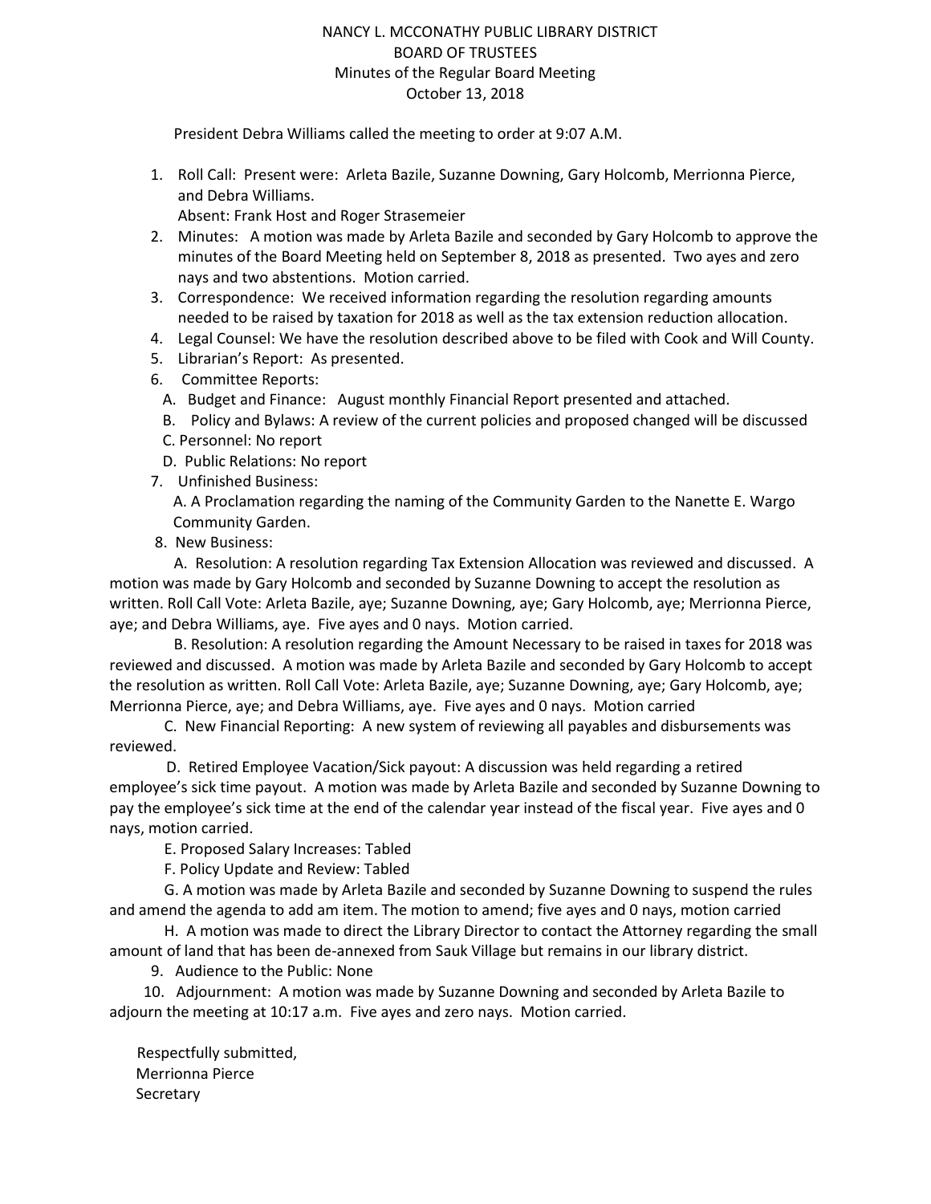# NANCY L. MCCONATHY PUBLIC LIBRARY DISTRICT
## BOARD OF TRUSTEES
### Minutes of the Regular Board Meeting
### October 13, 2018

President Debra Williams called the meeting to order at 9:07 A.M.

1. Roll Call: Present were: Arleta Bazile, Suzanne Downing, Gary Holcomb, Merrionna Pierce, and Debra Williams.
   Absent: Frank Host and Roger Strasemeier
2. Minutes: A motion was made by Arleta Bazile and seconded by Gary Holcomb to approve the minutes of the Board Meeting held on September 8, 2018 as presented. Two ayes and zero nays and two abstentions. Motion carried.
3. Correspondence: We received information regarding the resolution regarding amounts needed to be raised by taxation for 2018 as well as the tax extension reduction allocation.
4. Legal Counsel: We have the resolution described above to be filed with Cook and Will County.
5. Librarian's Report: As presented.
6. Committee Reports:
   A. Budget and Finance: August monthly Financial Report presented and attached.
   B. Policy and Bylaws: A review of the current policies and proposed changed will be discussed
   C. Personnel: No report
   D. Public Relations: No report
7. Unfinished Business:
   A. A Proclamation regarding the naming of the Community Garden to the Nanette E. Wargo Community Garden.
8. New Business:

A. Resolution: A resolution regarding Tax Extension Allocation was reviewed and discussed. A motion was made by Gary Holcomb and seconded by Suzanne Downing to accept the resolution as written. Roll Call Vote: Arleta Bazile, aye; Suzanne Downing, aye; Gary Holcomb, aye; Merrionna Pierce, aye; and Debra Williams, aye. Five ayes and 0 nays. Motion carried.

B. Resolution: A resolution regarding the Amount Necessary to be raised in taxes for 2018 was reviewed and discussed. A motion was made by Arleta Bazile and seconded by Gary Holcomb to accept the resolution as written. Roll Call Vote: Arleta Bazile, aye; Suzanne Downing, aye; Gary Holcomb, aye; Merrionna Pierce, aye; and Debra Williams, aye. Five ayes and 0 nays. Motion carried

C. New Financial Reporting: A new system of reviewing all payables and disbursements was reviewed.

D. Retired Employee Vacation/Sick payout: A discussion was held regarding a retired employee's sick time payout. A motion was made by Arleta Bazile and seconded by Suzanne Downing to pay the employee's sick time at the end of the calendar year instead of the fiscal year. Five ayes and 0 nays, motion carried.

E. Proposed Salary Increases: Tabled

F. Policy Update and Review: Tabled

G. A motion was made by Arleta Bazile and seconded by Suzanne Downing to suspend the rules and amend the agenda to add am item. The motion to amend; five ayes and 0 nays, motion carried

H. A motion was made to direct the Library Director to contact the Attorney regarding the small amount of land that has been de-annexed from Sauk Village but remains in our library district.

9. Audience to the Public: None
10. Adjournment: A motion was made by Suzanne Downing and seconded by Arleta Bazile to adjourn the meeting at 10:17 a.m. Five ayes and zero nays. Motion carried.

Respectfully submitted,
Merrionna Pierce
Secretary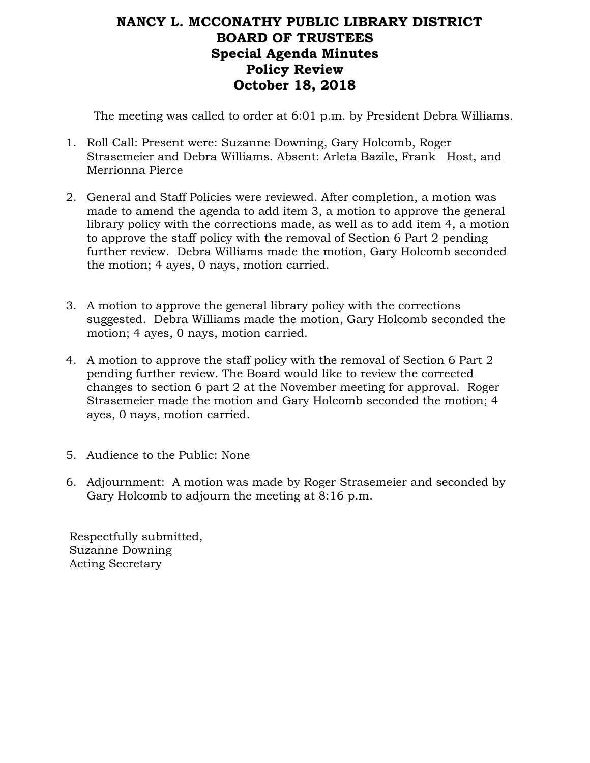# NANCY L. MCCONATHY PUBLIC LIBRARY DISTRICT
# BOARD OF TRUSTEES
## Special Agenda Minutes
## Policy Review
## October 18, 2018

The meeting was called to order at 6:01 p.m. by President Debra Williams.

1. Roll Call: Present were: Suzanne Downing, Gary Holcomb, Roger Strasemeier and Debra Williams. Absent: Arleta Bazile, Frank Host, and Merrionna Pierce

2. General and Staff Policies were reviewed. After completion, a motion was made to amend the agenda to add item 3, a motion to approve the general library policy with the corrections made, as well as to add item 4, a motion to approve the staff policy with the removal of Section 6 Part 2 pending further review. Debra Williams made the motion, Gary Holcomb seconded the motion; 4 ayes, 0 nays, motion carried.

3. A motion to approve the general library policy with the corrections suggested. Debra Williams made the motion, Gary Holcomb seconded the motion; 4 ayes, 0 nays, motion carried.

4. A motion to approve the staff policy with the removal of Section 6 Part 2 pending further review. The Board would like to review the corrected changes to section 6 part 2 at the November meeting for approval. Roger Strasemeier made the motion and Gary Holcomb seconded the motion; 4 ayes, 0 nays, motion carried.

5. Audience to the Public: None

6. Adjournment: A motion was made by Roger Strasemeier and seconded by Gary Holcomb to adjourn the meeting at 8:16 p.m.

Respectfully submitted,
Suzanne Downing
Acting Secretary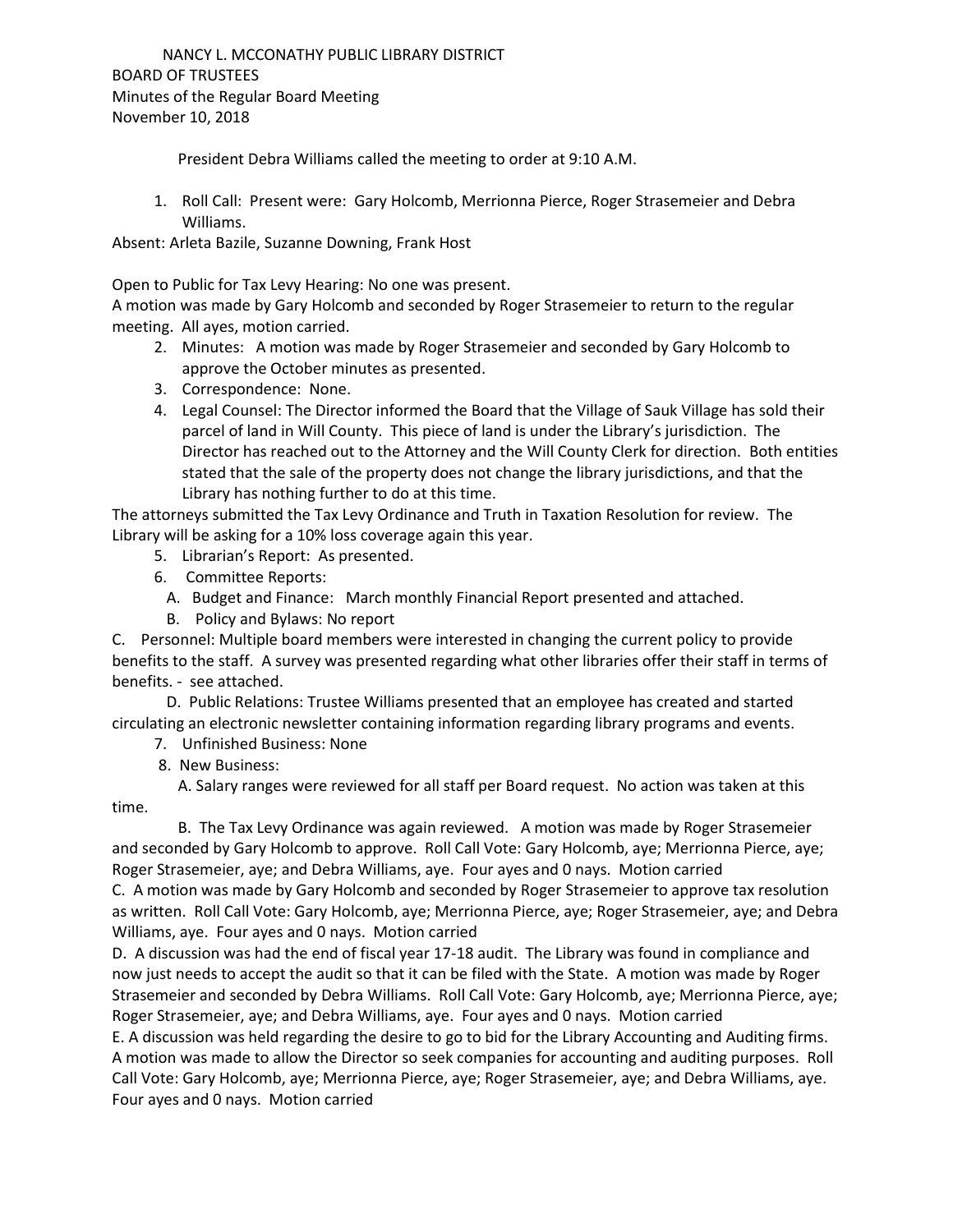NANCY L. MCCONATHY PUBLIC LIBRARY DISTRICT
BOARD OF TRUSTEES
Minutes of the Regular Board Meeting
November 10, 2018

President Debra Williams called the meeting to order at 9:10 A.M.

1. Roll Call: Present were: Gary Holcomb, Merrionna Pierce, Roger Strasemeier and Debra Williams.

Absent: Arleta Bazile, Suzanne Downing, Frank Host

Open to Public for Tax Levy Hearing: No one was present.
A motion was made by Gary Holcomb and seconded by Roger Strasemeier to return to the regular meeting. All ayes, motion carried.

2. Minutes: A motion was made by Roger Strasemeier and seconded by Gary Holcomb to approve the October minutes as presented.
3. Correspondence: None.
4. Legal Counsel: The Director informed the Board that the Village of Sauk Village has sold their parcel of land in Will County. This piece of land is under the Library's jurisdiction. The Director has reached out to the Attorney and the Will County Clerk for direction. Both entities stated that the sale of the property does not change the library jurisdictions, and that the Library has nothing further to do at this time.

The attorneys submitted the Tax Levy Ordinance and Truth in Taxation Resolution for review. The Library will be asking for a 10% loss coverage again this year.

5. Librarian's Report: As presented.
6. Committee Reports:
   A. Budget and Finance: March monthly Financial Report presented and attached.
   B. Policy and Bylaws: No report

C. Personnel: Multiple board members were interested in changing the current policy to provide benefits to the staff. A survey was presented regarding what other libraries offer their staff in terms of benefits. - see attached.

D. Public Relations: Trustee Williams presented that an employee has created and started circulating an electronic newsletter containing information regarding library programs and events.

7. Unfinished Business: None
8. New Business:

A. Salary ranges were reviewed for all staff per Board request. No action was taken at this time.

B. The Tax Levy Ordinance was again reviewed. A motion was made by Roger Strasemeier and seconded by Gary Holcomb to approve. Roll Call Vote: Gary Holcomb, aye; Merrionna Pierce, aye; Roger Strasemeier, aye; and Debra Williams, aye. Four ayes and 0 nays. Motion carried

C. A motion was made by Gary Holcomb and seconded by Roger Strasemeier to approve tax resolution as written. Roll Call Vote: Gary Holcomb, aye; Merrionna Pierce, aye; Roger Strasemeier, aye; and Debra Williams, aye. Four ayes and 0 nays. Motion carried

D. A discussion was had the end of fiscal year 17-18 audit. The Library was found in compliance and now just needs to accept the audit so that it can be filed with the State. A motion was made by Roger Strasemeier and seconded by Debra Williams. Roll Call Vote: Gary Holcomb, aye; Merrionna Pierce, aye; Roger Strasemeier, aye; and Debra Williams, aye. Four ayes and 0 nays. Motion carried

E. A discussion was held regarding the desire to go to bid for the Library Accounting and Auditing firms. A motion was made to allow the Director so seek companies for accounting and auditing purposes. Roll Call Vote: Gary Holcomb, aye; Merrionna Pierce, aye; Roger Strasemeier, aye; and Debra Williams, aye. Four ayes and 0 nays. Motion carried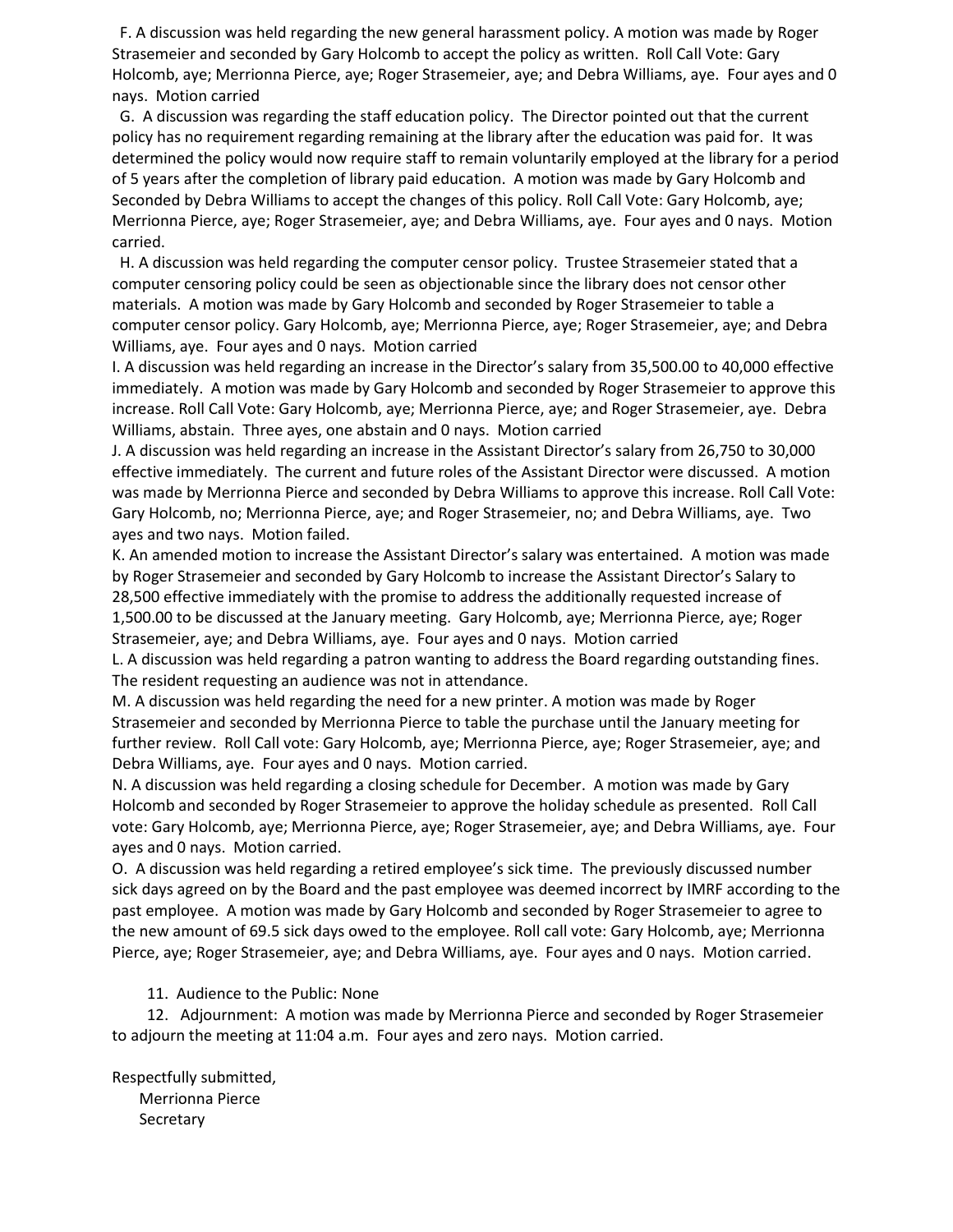F. A discussion was held regarding the new general harassment policy. A motion was made by Roger Strasemeier and seconded by Gary Holcomb to accept the policy as written. Roll Call Vote: Gary Holcomb, aye; Merrionna Pierce, aye; Roger Strasemeier, aye; and Debra Williams, aye. Four ayes and 0 nays. Motion carried

G. A discussion was regarding the staff education policy. The Director pointed out that the current policy has no requirement regarding remaining at the library after the education was paid for. It was determined the policy would now require staff to remain voluntarily employed at the library for a period of 5 years after the completion of library paid education. A motion was made by Gary Holcomb and Seconded by Debra Williams to accept the changes of this policy. Roll Call Vote: Gary Holcomb, aye; Merrionna Pierce, aye; Roger Strasemeier, aye; and Debra Williams, aye. Four ayes and 0 nays. Motion carried.

H. A discussion was held regarding the computer censor policy. Trustee Strasemeier stated that a computer censoring policy could be seen as objectionable since the library does not censor other materials. A motion was made by Gary Holcomb and seconded by Roger Strasemeier to table a computer censor policy. Gary Holcomb, aye; Merrionna Pierce, aye; Roger Strasemeier, aye; and Debra Williams, aye. Four ayes and 0 nays. Motion carried

I. A discussion was held regarding an increase in the Director's salary from 35,500.00 to 40,000 effective immediately. A motion was made by Gary Holcomb and seconded by Roger Strasemeier to approve this increase. Roll Call Vote: Gary Holcomb, aye; Merrionna Pierce, aye; and Roger Strasemeier, aye. Debra Williams, abstain. Three ayes, one abstain and 0 nays. Motion carried

J. A discussion was held regarding an increase in the Assistant Director's salary from 26,750 to 30,000 effective immediately. The current and future roles of the Assistant Director were discussed. A motion was made by Merrionna Pierce and seconded by Debra Williams to approve this increase. Roll Call Vote: Gary Holcomb, no; Merrionna Pierce, aye; and Roger Strasemeier, no; and Debra Williams, aye. Two ayes and two nays. Motion failed.

K. An amended motion to increase the Assistant Director's salary was entertained. A motion was made by Roger Strasemeier and seconded by Gary Holcomb to increase the Assistant Director's Salary to 28,500 effective immediately with the promise to address the additionally requested increase of 1,500.00 to be discussed at the January meeting. Gary Holcomb, aye; Merrionna Pierce, aye; Roger Strasemeier, aye; and Debra Williams, aye. Four ayes and 0 nays. Motion carried

L. A discussion was held regarding a patron wanting to address the Board regarding outstanding fines. The resident requesting an audience was not in attendance.

M. A discussion was held regarding the need for a new printer. A motion was made by Roger Strasemeier and seconded by Merrionna Pierce to table the purchase until the January meeting for further review. Roll Call vote: Gary Holcomb, aye; Merrionna Pierce, aye; Roger Strasemeier, aye; and Debra Williams, aye. Four ayes and 0 nays. Motion carried.

N. A discussion was held regarding a closing schedule for December. A motion was made by Gary Holcomb and seconded by Roger Strasemeier to approve the holiday schedule as presented. Roll Call vote: Gary Holcomb, aye; Merrionna Pierce, aye; Roger Strasemeier, aye; and Debra Williams, aye. Four ayes and 0 nays. Motion carried.

O. A discussion was held regarding a retired employee's sick time. The previously discussed number sick days agreed on by the Board and the past employee was deemed incorrect by IMRF according to the past employee. A motion was made by Gary Holcomb and seconded by Roger Strasemeier to agree to the new amount of 69.5 sick days owed to the employee. Roll call vote: Gary Holcomb, aye; Merrionna Pierce, aye; Roger Strasemeier, aye; and Debra Williams, aye. Four ayes and 0 nays. Motion carried.

11. Audience to the Public: None

12. Adjournment: A motion was made by Merrionna Pierce and seconded by Roger Strasemeier to adjourn the meeting at 11:04 a.m. Four ayes and zero nays. Motion carried.

Respectfully submitted,
Merrionna Pierce
Secretary